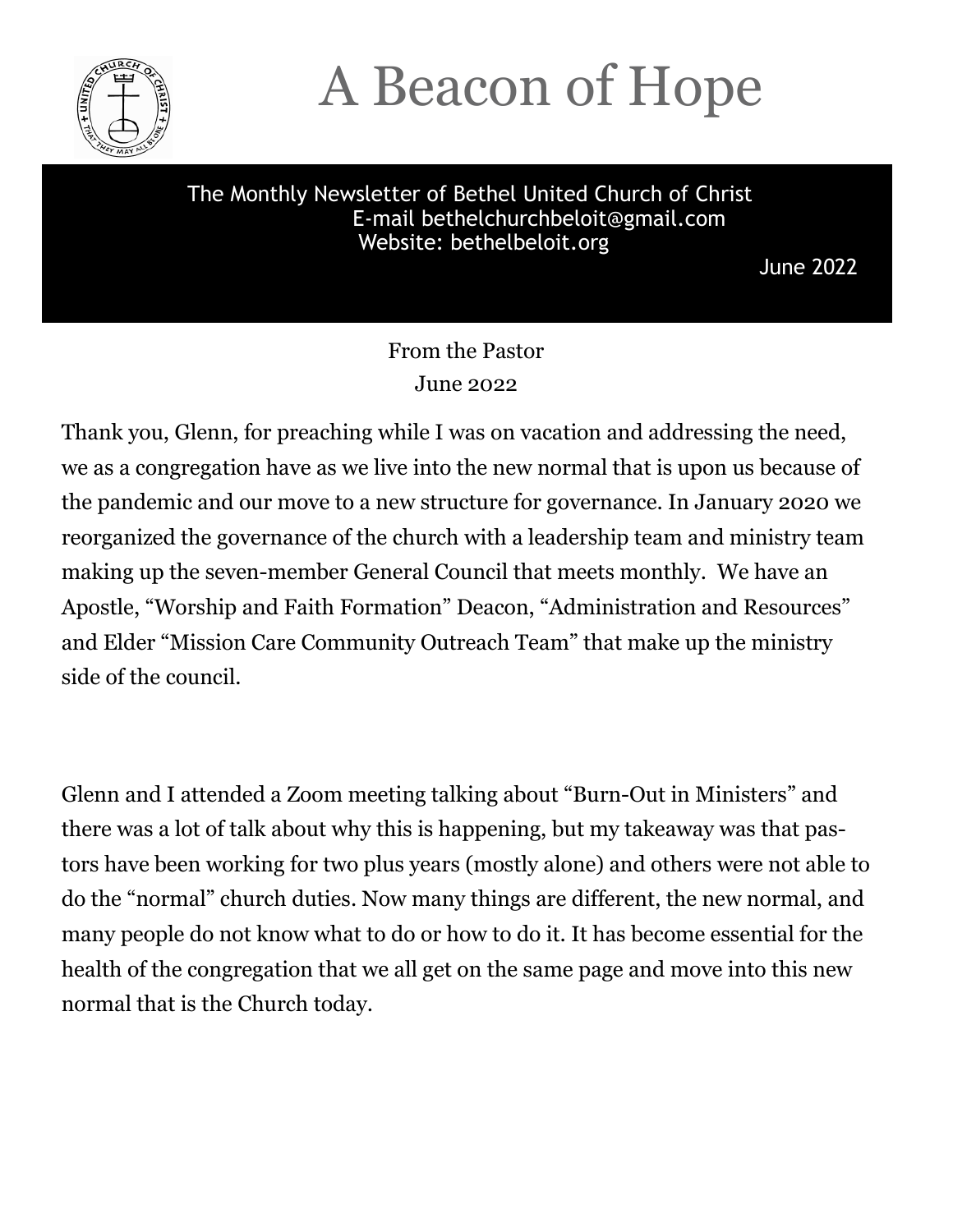# A Beacon of Hope

The Monthly Newsletter of Bethel United Church of Christ
E-mail bethelchurchbeloit@gmail.com
Website: bethelbeloit.org

June 2022

## From the Pastor
June 2022

Thank you, Glenn, for preaching while I was on vacation and addressing the need, we as a congregation have as we live into the new normal that is upon us because of the pandemic and our move to a new structure for governance. In January 2020 we reorganized the governance of the church with a leadership team and ministry team making up the seven-member General Council that meets monthly. We have an Apostle, "Worship and Faith Formation" Deacon, "Administration and Resources" and Elder "Mission Care Community Outreach Team" that make up the ministry side of the council.

Glenn and I attended a Zoom meeting talking about "Burn-Out in Ministers" and there was a lot of talk about why this is happening, but my takeaway was that pastors have been working for two plus years (mostly alone) and others were not able to do the "normal" church duties. Now many things are different, the new normal, and many people do not know what to do or how to do it. It has become essential for the health of the congregation that we all get on the same page and move into this new normal that is the Church today.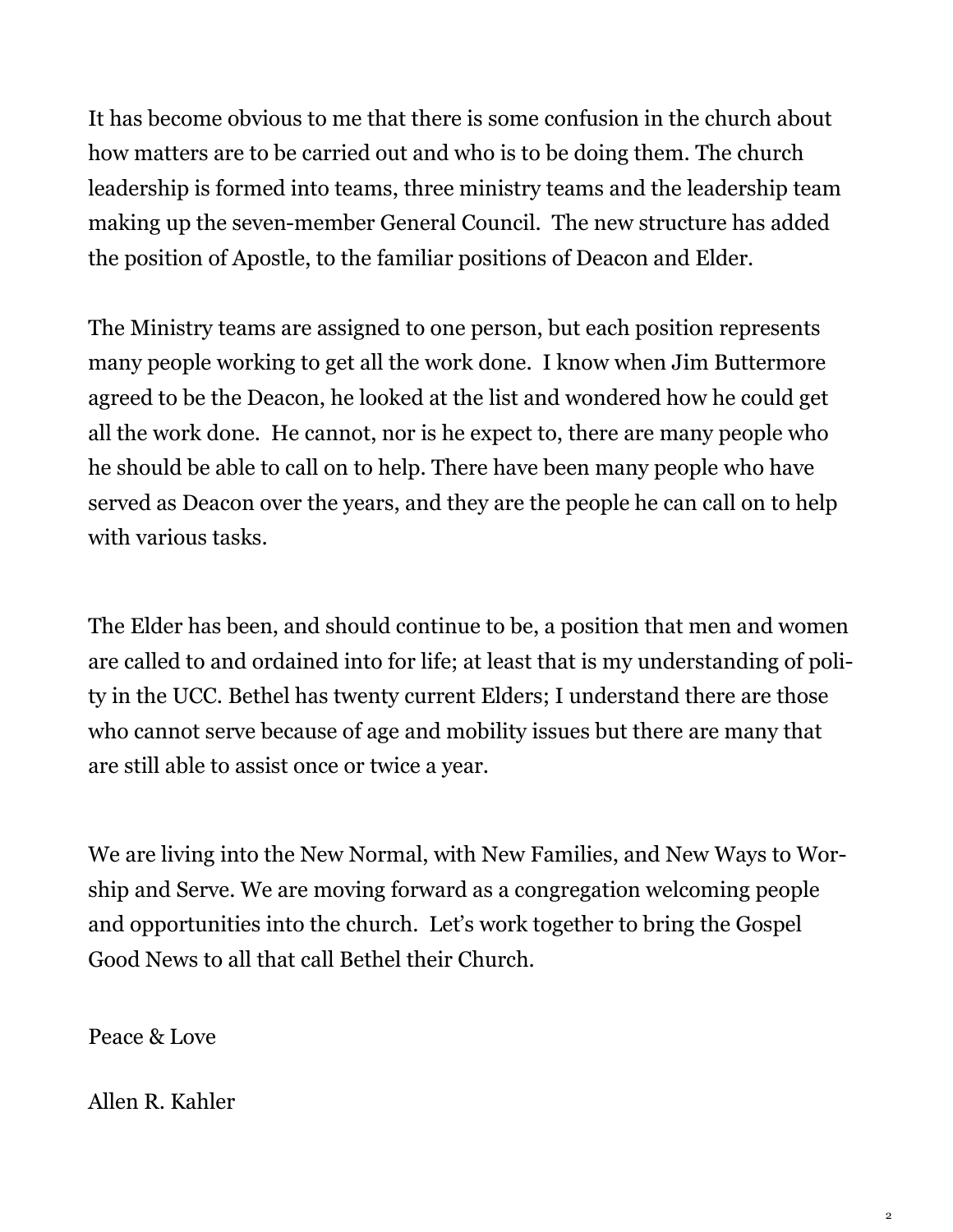It has become obvious to me that there is some confusion in the church about how matters are to be carried out and who is to be doing them. The church leadership is formed into teams, three ministry teams and the leadership team making up the seven-member General Council. The new structure has added the position of Apostle, to the familiar positions of Deacon and Elder.

The Ministry teams are assigned to one person, but each position represents many people working to get all the work done. I know when Jim Buttermore agreed to be the Deacon, he looked at the list and wondered how he could get all the work done. He cannot, nor is he expect to, there are many people who he should be able to call on to help. There have been many people who have served as Deacon over the years, and they are the people he can call on to help with various tasks.

The Elder has been, and should continue to be, a position that men and women are called to and ordained into for life; at least that is my understanding of polity in the UCC. Bethel has twenty current Elders; I understand there are those who cannot serve because of age and mobility issues but there are many that are still able to assist once or twice a year.

We are living into the New Normal, with New Families, and New Ways to Worship and Serve. We are moving forward as a congregation welcoming people and opportunities into the church. Let's work together to bring the Gospel Good News to all that call Bethel their Church.

Peace & Love

Allen R. Kahler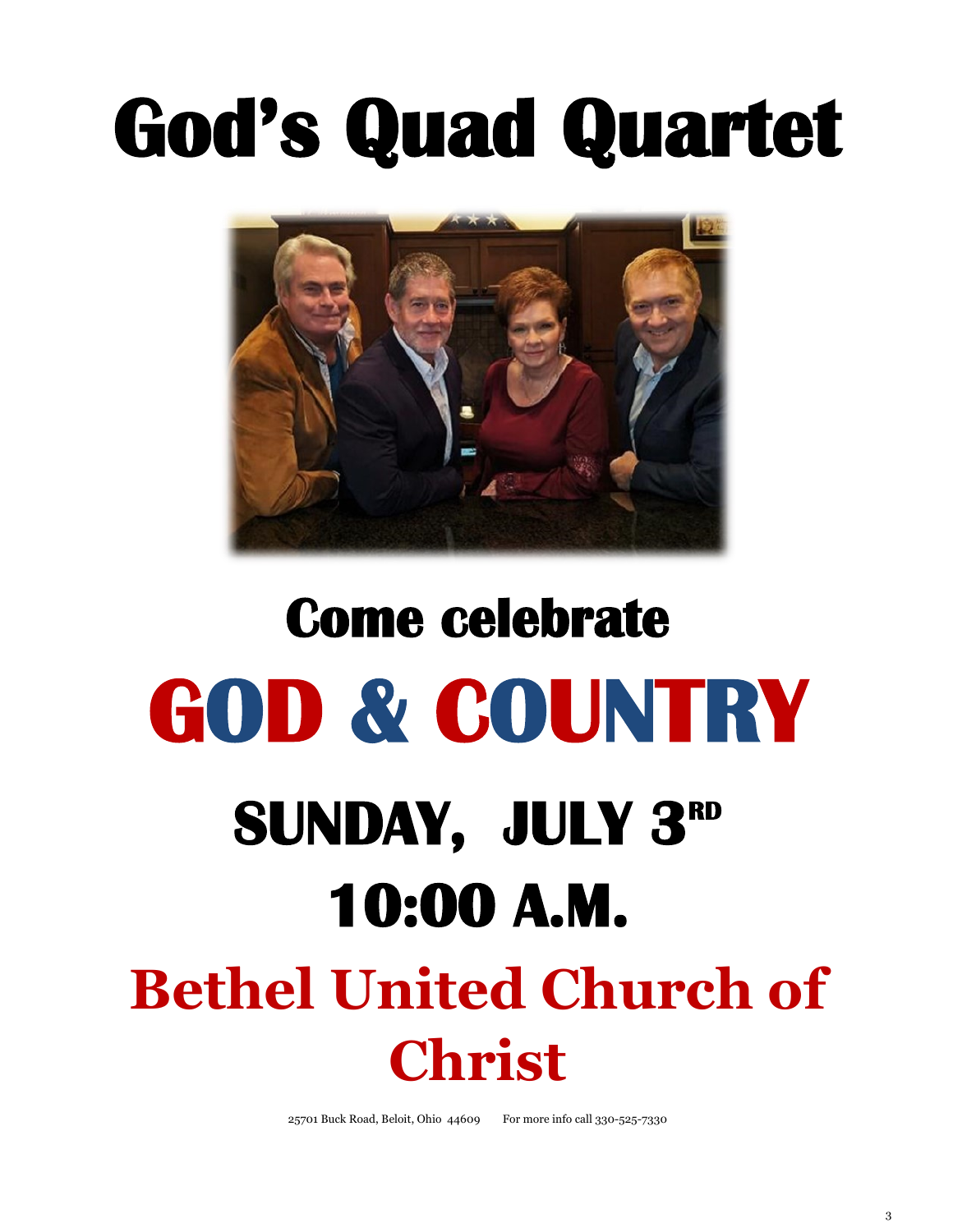# God's Quad Quartet

## Come celebrate

# GOD & COUNTRY

## SUNDAY, JULY 3RD

## 10:00 A.M.

## Bethel United Church of Christ

25701 Buck Road, Beloit, Ohio 44609 For more info call 330-525-7330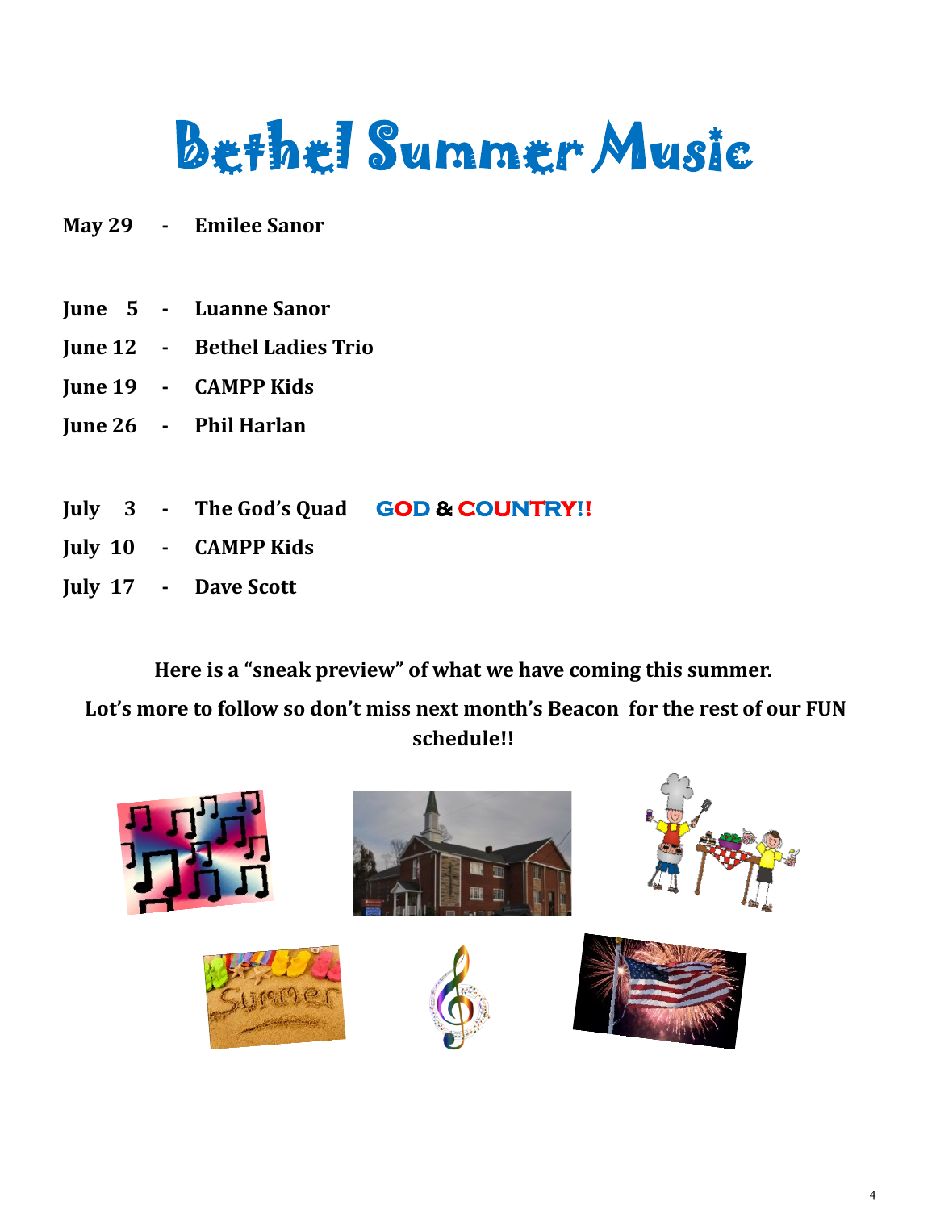# Bethel Summer Music

**May 29 - Emilee Sanor**

**June 5 - Luanne Sanor**
**June 12 - Bethel Ladies Trio**
**June 19 - CAMPP Kids**
**June 26 - Phil Harlan**

**July 3 - The God's Quad** **GOD & COUNTRY!!**
**July 10 - CAMPP Kids**
**July 17 - Dave Scott**

**Here is a "sneak preview" of what we have coming this summer.**

**Lot's more to follow so don't miss next month's Beacon for the rest of our FUN schedule!!**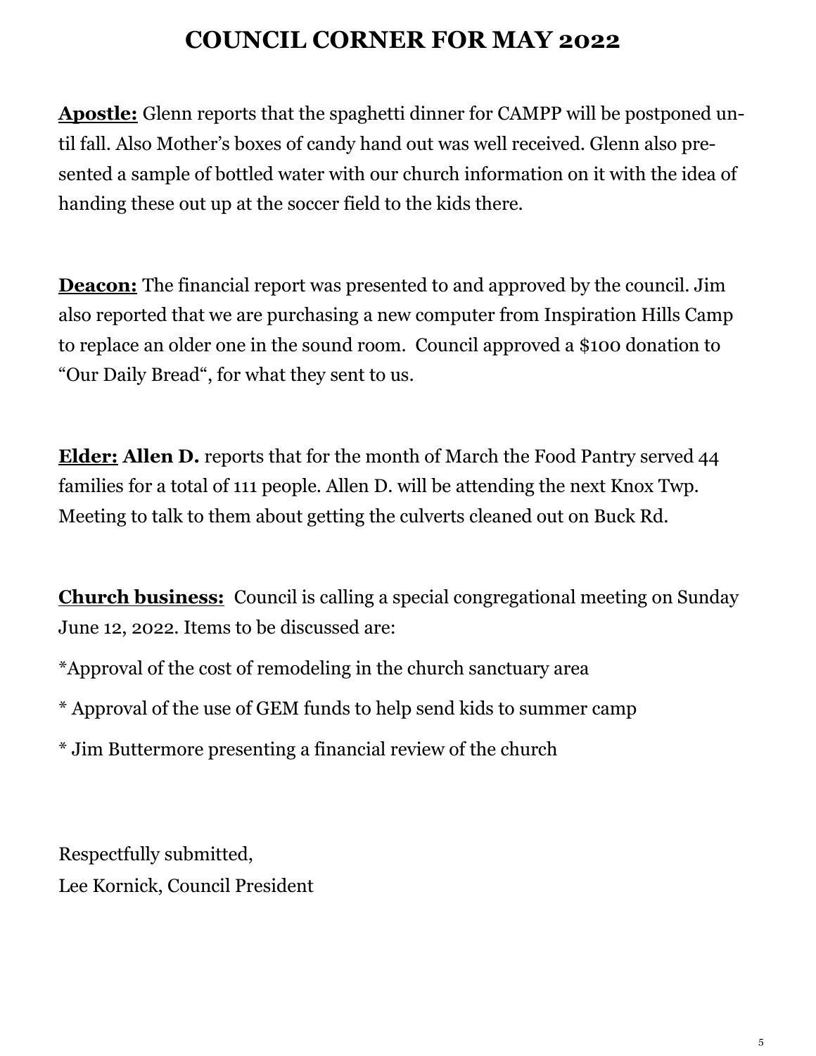# COUNCIL CORNER FOR MAY 2022

**Apostle:** Glenn reports that the spaghetti dinner for CAMPP will be postponed until fall. Also Mother's boxes of candy hand out was well received. Glenn also presented a sample of bottled water with our church information on it with the idea of handing these out up at the soccer field to the kids there.

**Deacon:** The financial report was presented to and approved by the council. Jim also reported that we are purchasing a new computer from Inspiration Hills Camp to replace an older one in the sound room. Council approved a $100 donation to "Our Daily Bread", for what they sent to us.

**Elder:** **Allen D.** reports that for the month of March the Food Pantry served 44 families for a total of 111 people. Allen D. will be attending the next Knox Twp. Meeting to talk to them about getting the culverts cleaned out on Buck Rd.

**Church business:** Council is calling a special congregational meeting on Sunday June 12, 2022. Items to be discussed are:

*Approval of the cost of remodeling in the church sanctuary area

* Approval of the use of GEM funds to help send kids to summer camp

* Jim Buttermore presenting a financial review of the church

Respectfully submitted,
Lee Kornick, Council President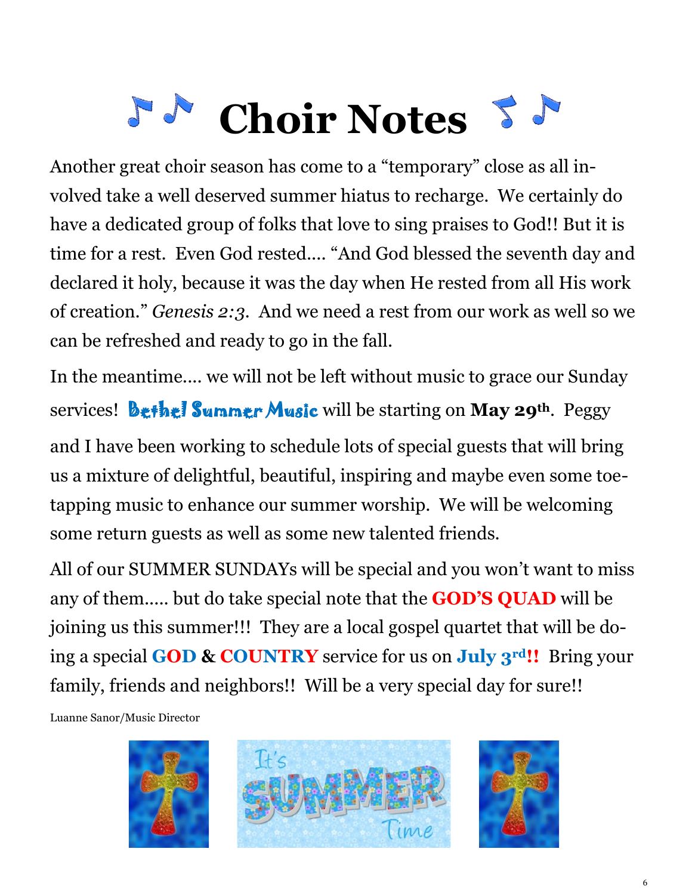# Choir Notes

Another great choir season has come to a "temporary" close as all involved take a well deserved summer hiatus to recharge. We certainly do have a dedicated group of folks that love to sing praises to God!! But it is time for a rest. Even God rested…. "And God blessed the seventh day and declared it holy, because it was the day when He rested from all His work of creation." *Genesis 2:3*. And we need a rest from our work as well so we can be refreshed and ready to go in the fall.

In the meantime…. we will not be left without music to grace our Sunday services! **Bethel Summer Music** will be starting on **May 29th**. Peggy and I have been working to schedule lots of special guests that will bring us a mixture of delightful, beautiful, inspiring and maybe even some toe-tapping music to enhance our summer worship. We will be welcoming some return guests as well as some new talented friends.

All of our SUMMER SUNDAYs will be special and you won't want to miss any of them….. but do take special note that the **GOD'S QUAD** will be joining us this summer!!! They are a local gospel quartet that will be doing a special **GOD & COUNTRY** service for us on **July 3rd!!** Bring your family, friends and neighbors!! Will be a very special day for sure!!

Luanne Sanor/Music Director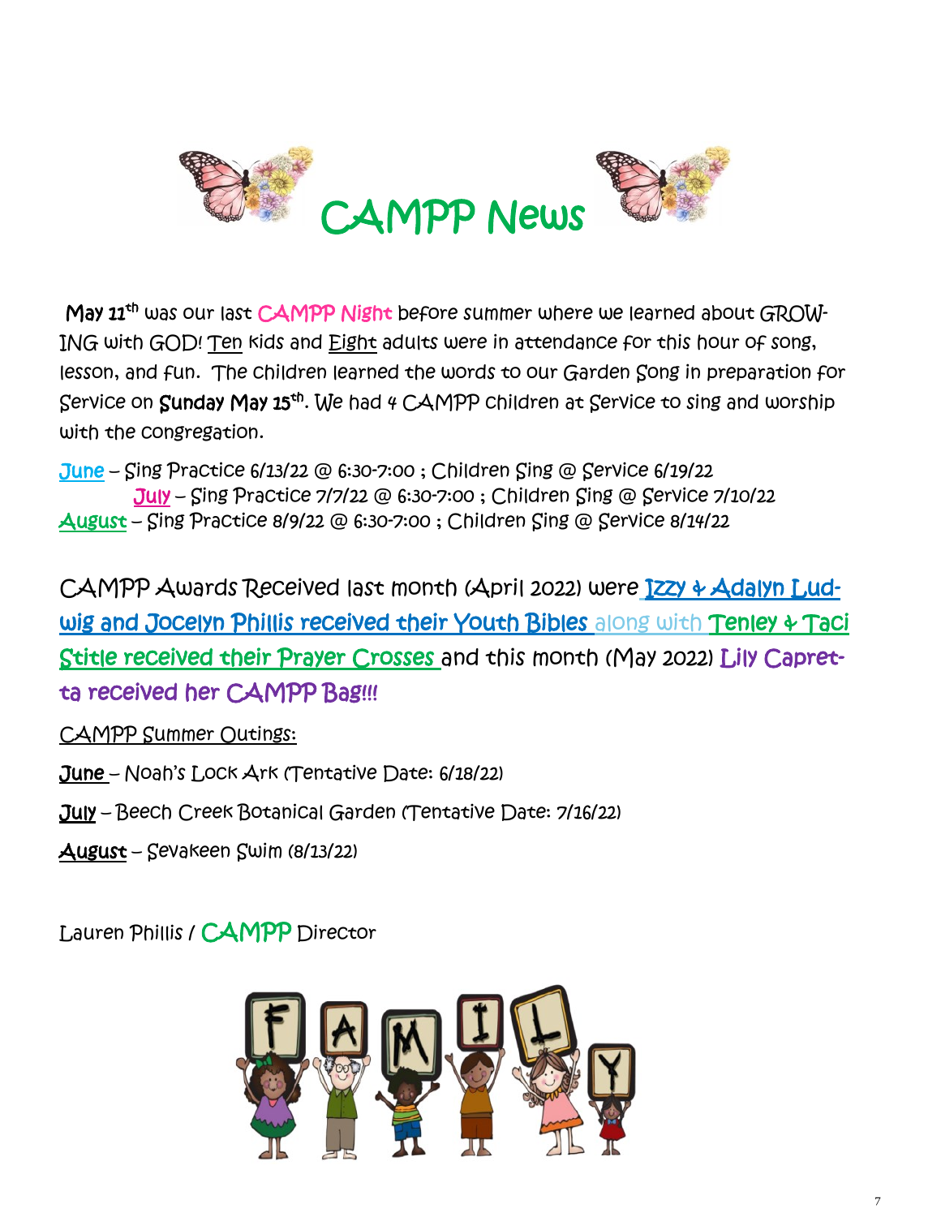# CAMPP News

**May 11th** was our last CAMPP Night before summer where we learned about GROWING with GOD! Ten kids and Eight adults were in attendance for this hour of song, lesson, and fun. The children learned the words to our Garden Song in preparation for Service on **Sunday May 15th**. We had 4 CAMPP children at Service to sing and worship with the congregation.

June – Sing Practice 6/13/22 @ 6:30-7:00 ; Children Sing @ Service 6/19/22

July – Sing Practice 7/7/22 @ 6:30-7:00 ; Children Sing @ Service 7/10/22

August – Sing Practice 8/9/22 @ 6:30-7:00 ; Children Sing @ Service 8/14/22

CAMPP Awards Received last month (April 2022) were Izzy & Adalyn Ludwig and Jocelyn Phillis received their Youth Bibles along with Tenley & Taci Stitle received their Prayer Crosses and this month (May 2022) Lily Capretta received her CAMPP Bag!!!

CAMPP Summer Outings:

**June** – Noah's Lock Ark (Tentative Date: 6/18/22)

**July** – Beech Creek Botanical Garden (Tentative Date: 7/16/22)

**August** – Sevakeen Swim (8/13/22)

Lauren Phillis / CAMPP Director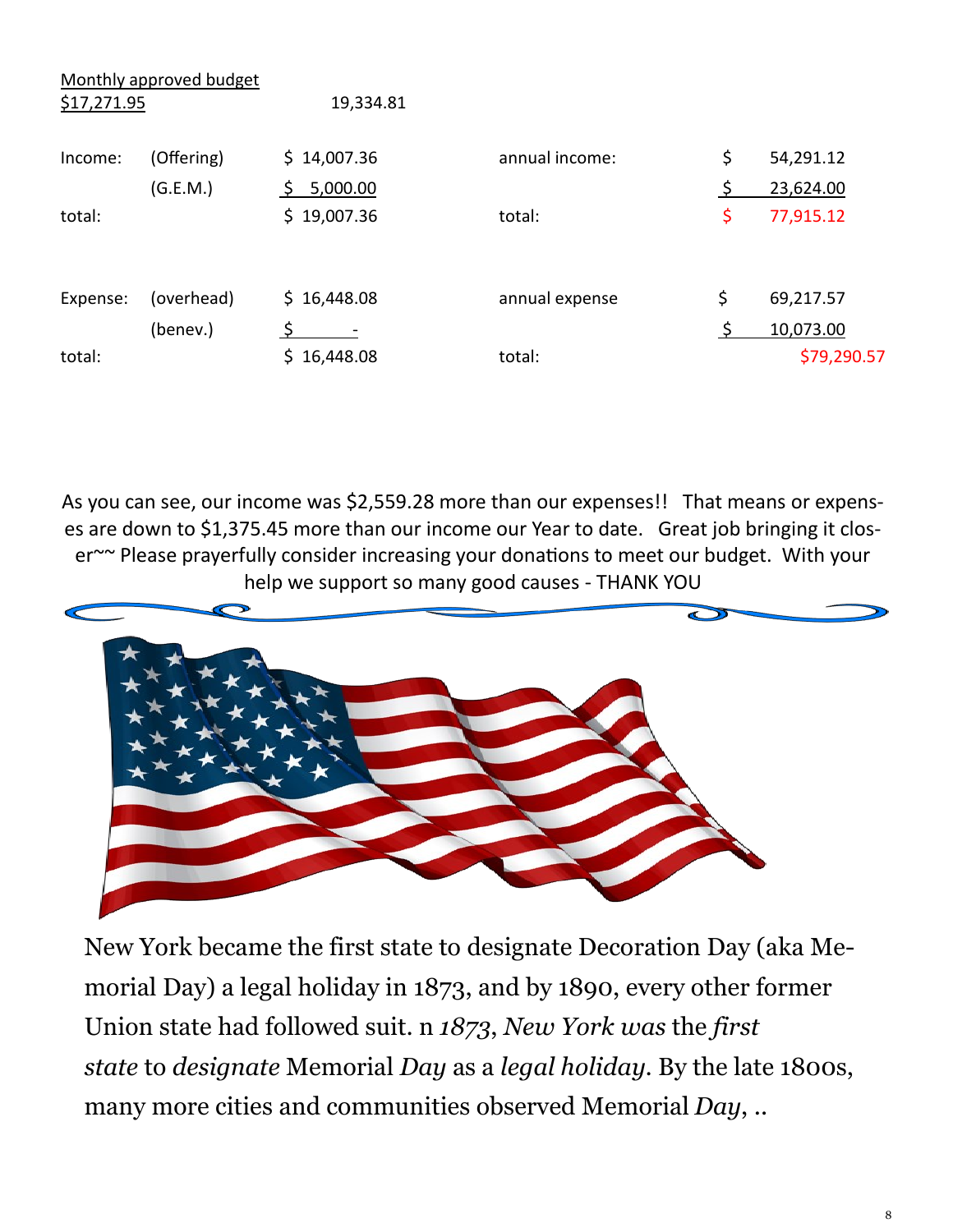Monthly approved budget
$17,271.95 19,334.81

| | | | | |
|---|---|---|---|---|
| Income: | (Offering) | $ 14,007.36 | annual income: | $ 54,291.12 |
| | (G.E.M.) | $ 5,000.00 | | $ 23,624.00 |
| total: | | $ 19,007.36 | total: | $ 77,915.12 |
| Expense: | (overhead) | $ 16,448.08 | annual expense | $ 69,217.57 |
| | (benev.) | $ - | | $ 10,073.00 |
| total: | | $ 16,448.08 | total: | $79,290.57 |

As you can see, our income was $2,559.28 more than our expenses!! That means or expenses are down to $1,375.45 more than our income our Year to date. Great job bringing it closer~~ Please prayerfully consider increasing your donations to meet our budget. With your help we support so many good causes - THANK YOU

New York became the first state to designate Decoration Day (aka Memorial Day) a legal holiday in 1873, and by 1890, every other former Union state had followed suit. n *1873, New York was* the *first state* to *designate* Memorial *Day* as a *legal holiday*. By the late 1800s, many more cities and communities observed Memorial *Day*, ..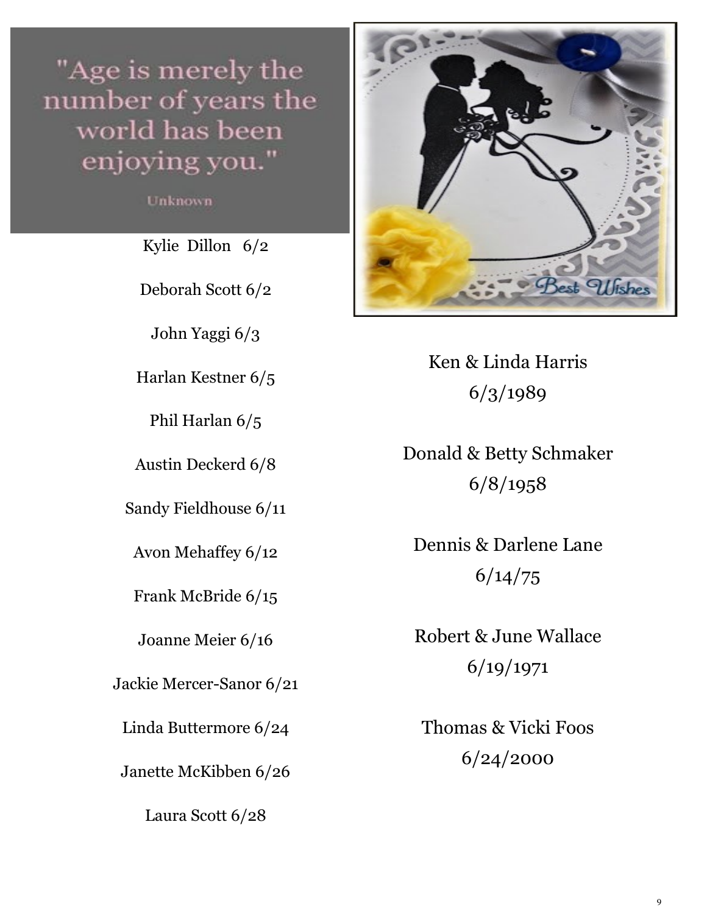"Age is merely the number of years the world has been enjoying you."

Unknown

Kylie Dillon 6/2

Deborah Scott 6/2

John Yaggi 6/3

Harlan Kestner 6/5

Phil Harlan 6/5

Austin Deckerd 6/8

Sandy Fieldhouse 6/11

Avon Mehaffey 6/12

Frank McBride 6/15

Joanne Meier 6/16

Jackie Mercer-Sanor 6/21

Linda Buttermore 6/24

Janette McKibben 6/26

Laura Scott 6/28

Best Wishes

Ken & Linda Harris
6/3/1989

Donald & Betty Schmaker
6/8/1958

Dennis & Darlene Lane
6/14/75

Robert & June Wallace
6/19/1971

Thomas & Vicki Foos
6/24/2000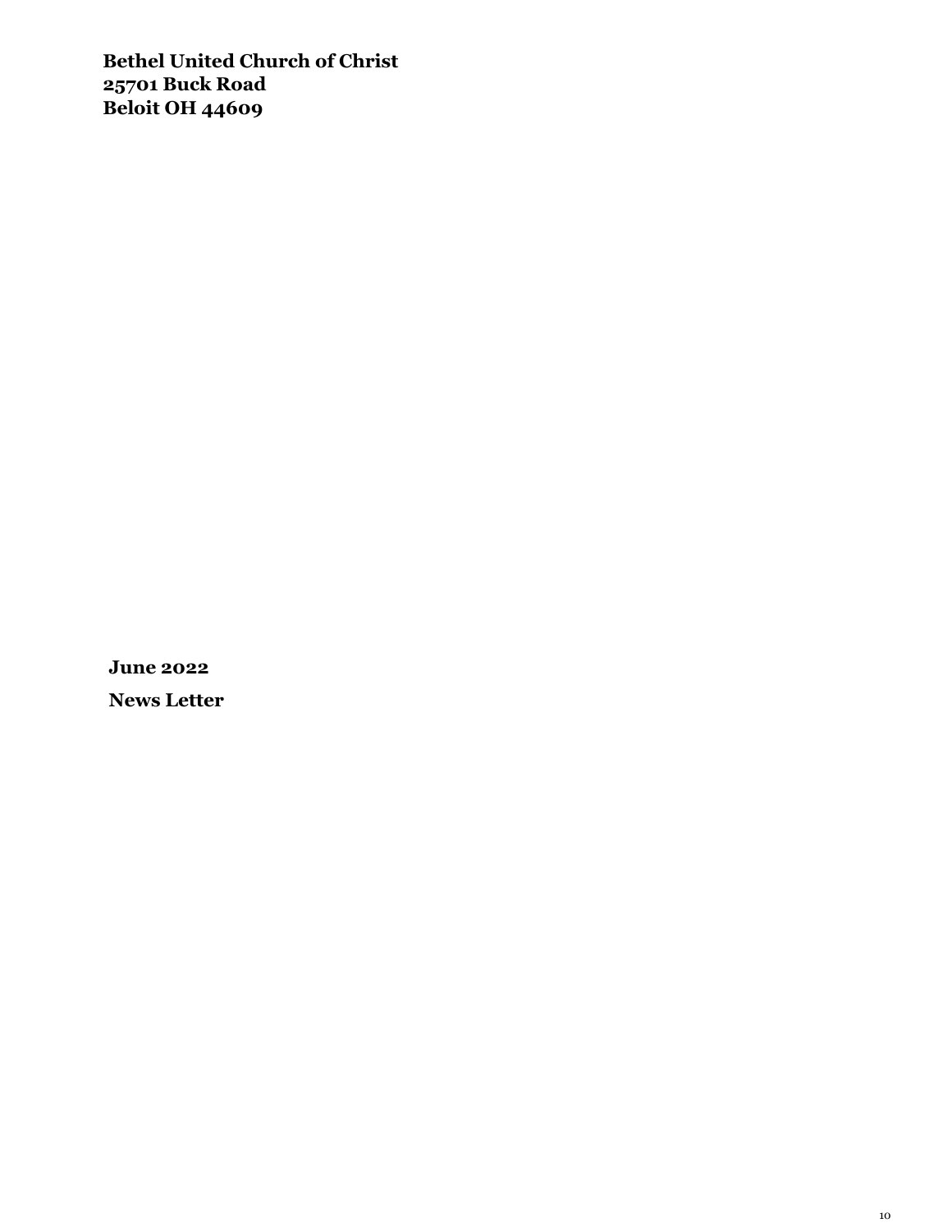**Bethel United Church of Christ**
**25701 Buck Road**
**Beloit OH 44609**

**June 2022**

**News Letter**